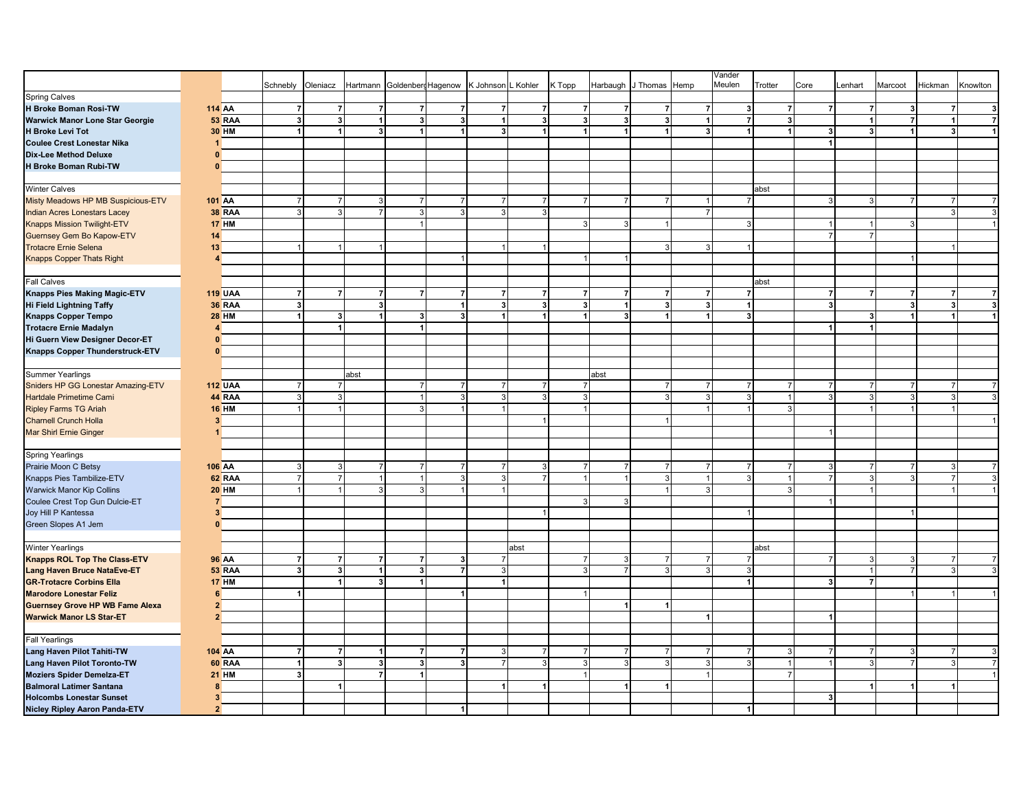| | | | Schnebly | Oleniacz | Hartmann | Goldenberg | Hagenow | K Johnson | L Kohler | K Topp | Harbaugh | J Thomas | Hemp | Vander Meulen | Trotter | Core | Lenhart | Marcoot | Hickman | Knowlton |
|---|---|---|---|---|---|---|---|---|---|---|---|---|---|---|---|---|---|---|---|---|
| Spring Calves | | | | | | | | | | | | | | | | | | | | |
| **H Broke Boman Rosi-TW** | **114** | **AA** | **7** | **7** | **7** | **7** | **7** | **7** | **7** | **7** | **7** | **7** | **7** | **3** | **7** | **7** | **7** | **3** | **7** | **3** |
| **Warwick Manor Lone Star Georgie** | **53** | **RAA** | **3** | **3** | **1** | **3** | **3** | **1** | **3** | **3** | **3** | **3** | **1** | **7** | **3** | | **1** | **7** | **1** | **7** |
| **H Broke Levi Tot** | **30** | **HM** | **1** | **1** | **3** | **1** | **1** | **3** | **1** | **1** | **1** | **1** | **3** | **1** | **1** | **3** | **3** | **1** | **3** | **1** |
| **Coulee Crest Lonestar Nika** | **1** | | | | | | | | | | | | | | | **1** | | | | |
| **Dix-Lee Method Deluxe** | **0** | | | | | | | | | | | | | | | | | | | |
| **H Broke Boman Rubi-TW** | **0** | | | | | | | | | | | | | | | | | | | |
| | | | | | | | | | | | | | | | | | | | | |
| Winter Calves | | | | | | | | | | | | | | | abst | | | | | |
| Misty Meadows HP MB Suspicious-ETV | **101** | **AA** | 7 | 7 | 3 | 7 | 7 | 7 | 7 | 7 | 7 | 7 | 1 | 7 | | 3 | 3 | 7 | 7 | 7 |
| Indian Acres Lonestars Lacey | **38** | **RAA** | 3 | 3 | 7 | 3 | 3 | 3 | 3 | | | | 7 | | | | | | 3 | 3 |
| Knapps Mission Twilight-ETV | **17** | **HM** | | | | 1 | | | | 3 | 3 | 1 | | 3 | | 1 | 1 | 3 | | 1 |
| Guernsey Gem Bo Kapow-ETV | **14** | | | | | | | | | | | | | | | 7 | 7 | | | |
| Trotacre Ernie Selena | **13** | | 1 | 1 | 1 | | | 1 | 1 | | | 3 | 3 | 1 | | | | | 1 | |
| Knapps Copper Thats Right | **4** | | | | | | 1 | | | 1 | 1 | | | | | | | 1 | | |
| | | | | | | | | | | | | | | | | | | | | |
| Fall Calves | | | | | | | | | | | | | | | abst | | | | | |
| **Knapps Pies Making Magic-ETV** | **119** | **UAA** | **7** | **7** | **7** | **7** | **7** | **7** | **7** | **7** | **7** | **7** | **7** | **7** | | **7** | **7** | **7** | **7** | **7** |
| **Hi Field Lightning Taffy** | **36** | **RAA** | **3** | | **3** | | **1** | **3** | **3** | **3** | **1** | **3** | **3** | **1** | | **3** | | **3** | **3** | **3** |
| **Knapps Copper Tempo** | **28** | **HM** | **1** | **3** | **1** | **3** | **3** | **1** | **1** | **1** | **3** | **1** | **1** | **3** | | | **3** | **1** | **1** | **1** |
| **Trotacre Ernie Madalyn** | **4** | | | **1** | | **1** | | | | | | | | | | **1** | **1** | | | |
| **Hi Guern View Designer Decor-ET** | **0** | | | | | | | | | | | | | | | | | | | |
| **Knapps Copper Thunderstruck-ETV** | **0** | | | | | | | | | | | | | | | | | | | |
| | | | | | | | | | | | | | | | | | | | | |
| Summer Yearlings | | | | | abst | | | | | | abst | | | | | | | | | |
| Sniders HP GG Lonestar Amazing-ETV | **112** | **UAA** | 7 | 7 | | 7 | 7 | 7 | 7 | 7 | | 7 | 7 | 7 | 7 | 7 | 7 | 7 | 7 | 7 |
| Hartdale Primetime Cami | **44** | **RAA** | 3 | 3 | | 1 | 3 | 3 | 3 | 3 | | 3 | 3 | 3 | 1 | 3 | 3 | 3 | 3 | 3 |
| Ripley Farms TG Ariah | **16** | **HM** | 1 | 1 | | 3 | 1 | 1 | | 1 | | | 1 | 1 | 3 | | 1 | 1 | 1 | |
| Charnell Crunch Holla | **3** | | | | | | | | 1 | | | 1 | | | | | | | | 1 |
| Mar Shirl Ernie Ginger | **1** | | | | | | | | | | | | | | | 1 | | | | |
| | | | | | | | | | | | | | | | | | | | | |
| Spring Yearlings | | | | | | | | | | | | | | | | | | | | |
| Prairie Moon C Betsy | **106** | **AA** | 3 | 3 | 7 | 7 | 7 | 7 | 3 | 7 | 7 | 7 | 7 | 7 | 7 | 3 | 7 | 7 | 3 | 7 |
| Knapps Pies Tambilize-ETV | **62** | **RAA** | 7 | 7 | 1 | 1 | 3 | 3 | 7 | 1 | 1 | 3 | 1 | 3 | 1 | 7 | 3 | 3 | 7 | 3 |
| Warwick Manor Kip Collins | **20** | **HM** | 1 | 1 | 3 | 3 | 1 | 1 | | | | 1 | 3 | | 3 | | 1 | | 1 | 1 |
| Coulee Crest Top Gun Dulcie-ET | **7** | | | | | | | | | 3 | 3 | | | | | 1 | | | | |
| Joy Hill P Kantessa | **3** | | | | | | | | 1 | | | | | 1 | | | | 1 | | |
| Green Slopes A1 Jem | **0** | | | | | | | | | | | | | | | | | | | |
| | | | | | | | | | | | | | | | | | | | | |
| Winter Yearlings | | | | | | | | | abst | | | | | | abst | | | | | |
| **Knapps ROL Top The Class-ETV** | **96** | **AA** | **7** | **7** | **7** | **7** | **3** | **7** | | **7** | **3** | **7** | **7** | **7** | | **7** | **3** | **3** | **7** | **7** |
| **Lang Haven Bruce NataEve-ET** | **53** | **RAA** | **3** | **3** | **1** | **3** | **7** | **3** | | **3** | **7** | **3** | **3** | **3** | | | **1** | **7** | **3** | **3** |
| **GR-Trotacre Corbins Ella** | **17** | **HM** | | **1** | **3** | **1** | | **1** | | | | | | **1** | | **3** | **7** | | | |
| **Marodore Lonestar Feliz** | **6** | | **1** | | | | **1** | | | **1** | | | | | | | | **1** | **1** | **1** |
| **Guernsey Grove HP WB Fame Alexa** | **2** | | | | | | | | | | **1** | **1** | | | | | | | | |
| **Warwick Manor LS Star-ET** | **2** | | | | | | | | | | | | **1** | | | **1** | | | | |
| | | | | | | | | | | | | | | | | | | | | |
| Fall Yearlings | | | | | | | | | | | | | | | | | | | | |
| **Lang Haven Pilot Tahiti-TW** | **104** | **AA** | 7 | 7 | 1 | 7 | 7 | 3 | 7 | 7 | 7 | 7 | 7 | 7 | 3 | 7 | 7 | 3 | 7 | 3 |
| **Lang Haven Pilot Toronto-TW** | **60** | **RAA** | 1 | 3 | 3 | 3 | 3 | 7 | 3 | 3 | 3 | 3 | 3 | 3 | 1 | 1 | 3 | 7 | 3 | 7 |
| **Moziers Spider Demelza-ET** | **21** | **HM** | 3 | | 7 | 1 | | | | 1 | | | 1 | | 7 | | | | | 1 |
| **Balmoral Latimer Santana** | **8** | | | 1 | | | | 1 | 1 | | 1 | 1 | | | | | 1 | 1 | 1 | |
| **Holcombs Lonestar Sunset** | **3** | | | | | | | | | | | | | | | 3 | | | | |
| **Nicley Ripley Aaron Panda-ETV** | **2** | | | | | | 1 | | | | | | | 1 | | | | | | |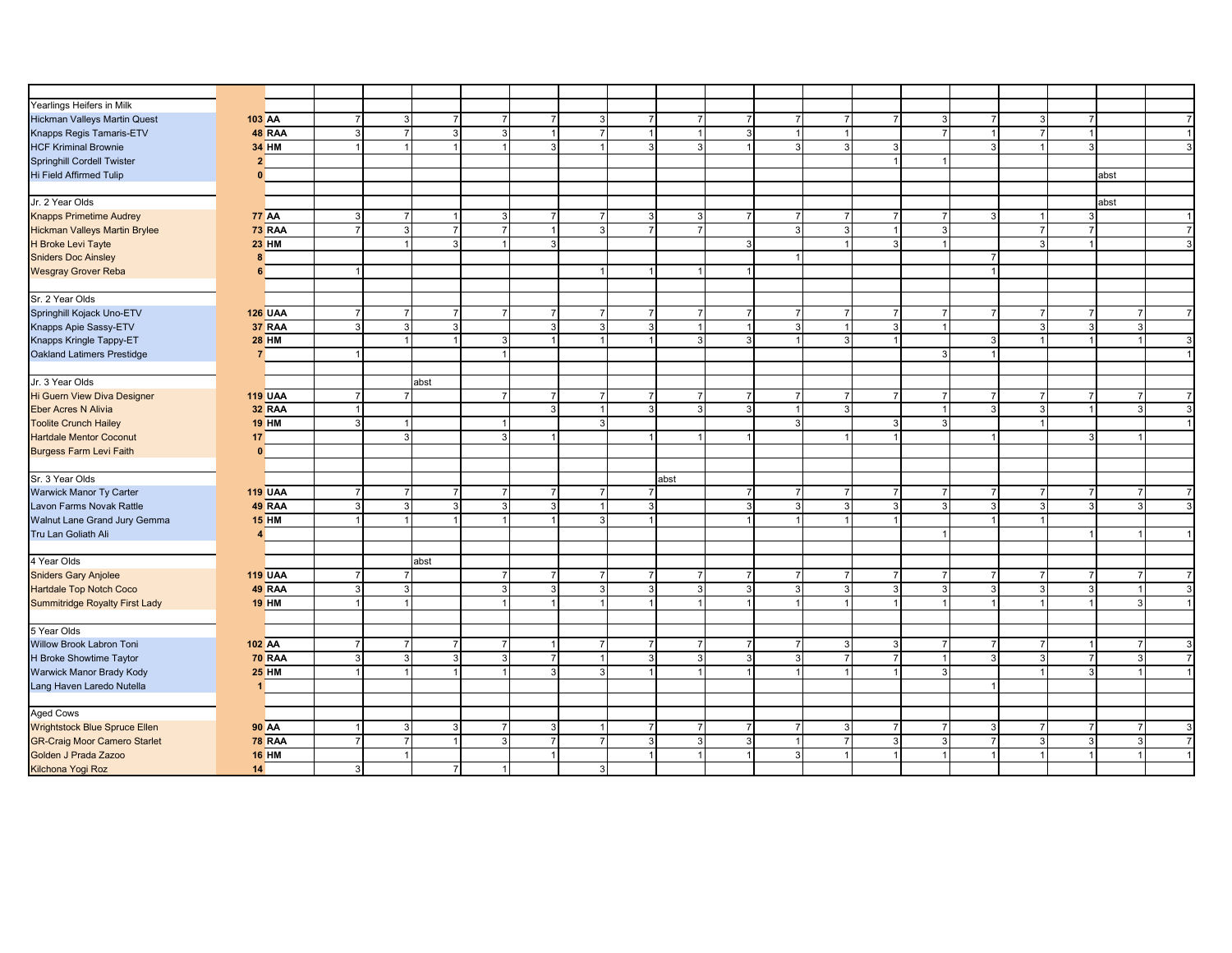| | | | | | | | | | | | | | | | | | | | | |
|---|---|---|---|---|---|---|---|---|---|---|---|---|---|---|---|---|---|---|---|---|
| Yearlings Heifers in Milk | | | | | | | | | | | | | | | | | | | | |
| Hickman Valleys Martin Quest | **103** | **AA** | 7 | 3 | 7 | 7 | 7 | 3 | 7 | 7 | 7 | 7 | 7 | 7 | 3 | 7 | 3 | 7 | | 7 |
| Knapps Regis Tamaris-ETV | **48** | **RAA** | 3 | 7 | 3 | 3 | 1 | 7 | 1 | 1 | 3 | 1 | 1 | | 7 | 1 | 7 | 1 | | 1 |
| HCF Kriminal Brownie | **34** | **HM** | 1 | 1 | 1 | 1 | 3 | 1 | 3 | 3 | 1 | 3 | 3 | 3 | | 3 | 1 | 3 | | 3 |
| Springhill Cordell Twister | **2** | | | | | | | | | | | | | 1 | 1 | | | | | |
| Hi Field Affirmed Tulip | **0** | | | | | | | | | | | | | | | | | | abst | |
| | | | | | | | | | | | | | | | | | | | | |
| Jr. 2 Year Olds | | | | | | | | | | | | | | | | | | | abst | |
| Knapps Primetime Audrey | **77** | **AA** | 3 | 7 | 1 | 3 | 7 | 7 | 3 | 3 | 7 | 7 | 7 | 7 | 7 | 3 | 1 | 3 | | 1 |
| Hickman Valleys Martin Brylee | **73** | **RAA** | 7 | 3 | 7 | 7 | 1 | 3 | 7 | 7 | | 3 | 3 | 1 | 3 | | 7 | 7 | | 7 |
| H Broke Levi Tayte | **23** | **HM** | | 1 | 3 | 1 | 3 | | | | 3 | | 1 | 3 | 1 | | 3 | 1 | | 3 |
| Sniders Doc Ainsley | **8** | | | | | | | | | | | 1 | | | | 7 | | | | |
| Wesgray Grover Reba | **6** | | 1 | | | | | 1 | 1 | 1 | 1 | | | | | 1 | | | | |
| | | | | | | | | | | | | | | | | | | | | |
| Sr. 2 Year Olds | | | | | | | | | | | | | | | | | | | | |
| Springhill Kojack Uno-ETV | **126** | **UAA** | 7 | 7 | 7 | 7 | 7 | 7 | 7 | 7 | 7 | 7 | 7 | 7 | 7 | 7 | 7 | 7 | 7 | 7 |
| Knapps Apie Sassy-ETV | **37** | **RAA** | 3 | 3 | 3 | | 3 | 3 | 3 | 1 | 1 | 3 | 1 | 3 | 1 | | 3 | 3 | 3 | |
| Knapps Kringle Tappy-ET | **28** | **HM** | | 1 | 1 | 3 | 1 | 1 | 1 | 3 | 3 | 1 | 3 | 1 | | 3 | 1 | 1 | 1 | 3 |
| Oakland Latimers Prestidge | **7** | | 1 | | | 1 | | | | | | | | | 3 | 1 | | | | 1 |
| | | | | | | | | | | | | | | | | | | | | |
| Jr. 3 Year Olds | | | | | abst | | | | | | | | | | | | | | | |
| Hi Guern View Diva Designer | **119** | **UAA** | 7 | 7 | | 7 | 7 | 7 | 7 | 7 | 7 | 7 | 7 | 7 | 7 | 7 | 7 | 7 | 7 | 7 |
| Eber Acres N Alivia | **32** | **RAA** | 1 | | | | 3 | 1 | 3 | 3 | 3 | 1 | 3 | | 1 | 3 | 3 | 1 | 3 | 3 |
| Toolite Crunch Hailey | **19** | **HM** | 3 | 1 | | 1 | | 3 | | | | 3 | | 3 | 3 | | 1 | | | 1 |
| Hartdale Mentor Coconut | **17** | | | 3 | | 3 | 1 | | 1 | 1 | 1 | | 1 | 1 | | 1 | | 3 | 1 | |
| Burgess Farm Levi Faith | **0** | | | | | | | | | | | | | | | | | | | |
| | | | | | | | | | | | | | | | | | | | | |
| Sr. 3 Year Olds | | | | | | | | | | abst | | | | | | | | | | |
| Warwick Manor Ty Carter | **119** | **UAA** | 7 | 7 | 7 | 7 | 7 | 7 | 7 | | 7 | 7 | 7 | 7 | 7 | 7 | 7 | 7 | 7 | 7 |
| Lavon Farms Novak Rattle | **49** | **RAA** | 3 | 3 | 3 | 3 | 3 | 1 | 3 | | 3 | 3 | 3 | 3 | 3 | 3 | 3 | 3 | 3 | 3 |
| Walnut Lane Grand Jury Gemma | **15** | **HM** | 1 | 1 | 1 | 1 | 1 | 3 | 1 | | 1 | 1 | 1 | 1 | | 1 | 1 | | | |
| Tru Lan Goliath Ali | **4** | | | | | | | | | | | | | | 1 | | | 1 | 1 | 1 |
| | | | | | | | | | | | | | | | | | | | | |
| 4 Year Olds | | | | | abst | | | | | | | | | | | | | | | |
| Sniders Gary Anjolee | **119** | **UAA** | 7 | 7 | | 7 | 7 | 7 | 7 | 7 | 7 | 7 | 7 | 7 | 7 | 7 | 7 | 7 | 7 | 7 |
| Hartdale Top Notch Coco | **49** | **RAA** | 3 | 3 | | 3 | 3 | 3 | 3 | 3 | 3 | 3 | 3 | 3 | 3 | 3 | 3 | 3 | 1 | 3 |
| Summitridge Royalty First Lady | **19** | **HM** | 1 | 1 | | 1 | 1 | 1 | 1 | 1 | 1 | 1 | 1 | 1 | 1 | 1 | 1 | 1 | 3 | 1 |
| | | | | | | | | | | | | | | | | | | | | |
| 5 Year Olds | | | | | | | | | | | | | | | | | | | | |
| Willow Brook Labron Toni | **102** | **AA** | 7 | 7 | 7 | 7 | 1 | 7 | 7 | 7 | 7 | 7 | 3 | 3 | 7 | 7 | 7 | 1 | 7 | 3 |
| H Broke Showtime Taytor | **70** | **RAA** | 3 | 3 | 3 | 3 | 7 | 1 | 3 | 3 | 3 | 3 | 7 | 7 | 1 | 3 | 3 | 7 | 3 | 7 |
| Warwick Manor Brady Kody | **25** | **HM** | 1 | 1 | 1 | 1 | 3 | 3 | 1 | 1 | 1 | 1 | 1 | 1 | 3 | | 1 | 3 | 1 | 1 |
| Lang Haven Laredo Nutella | **1** | | | | | | | | | | | | | | | 1 | | | | |
| | | | | | | | | | | | | | | | | | | | | |
| Aged Cows | | | | | | | | | | | | | | | | | | | | |
| Wrightstock Blue Spruce Ellen | **90** | **AA** | 1 | 3 | 3 | 7 | 3 | 1 | 7 | 7 | 7 | 7 | 3 | 7 | 7 | 3 | 7 | 7 | 7 | 3 |
| GR-Craig Moor Camero Starlet | **78** | **RAA** | 7 | 7 | 1 | 3 | 7 | 7 | 3 | 3 | 3 | 1 | 7 | 3 | 3 | 7 | 3 | 3 | 3 | 7 |
| Golden J Prada Zazoo | **16** | **HM** | | 1 | | | 1 | | 1 | 1 | 1 | 3 | 1 | 1 | 1 | 1 | 1 | 1 | 1 | 1 |
| Kilchona Yogi Roz | **14** | | 3 | | 7 | 1 | | 3 | | | | | | | | | | | | |